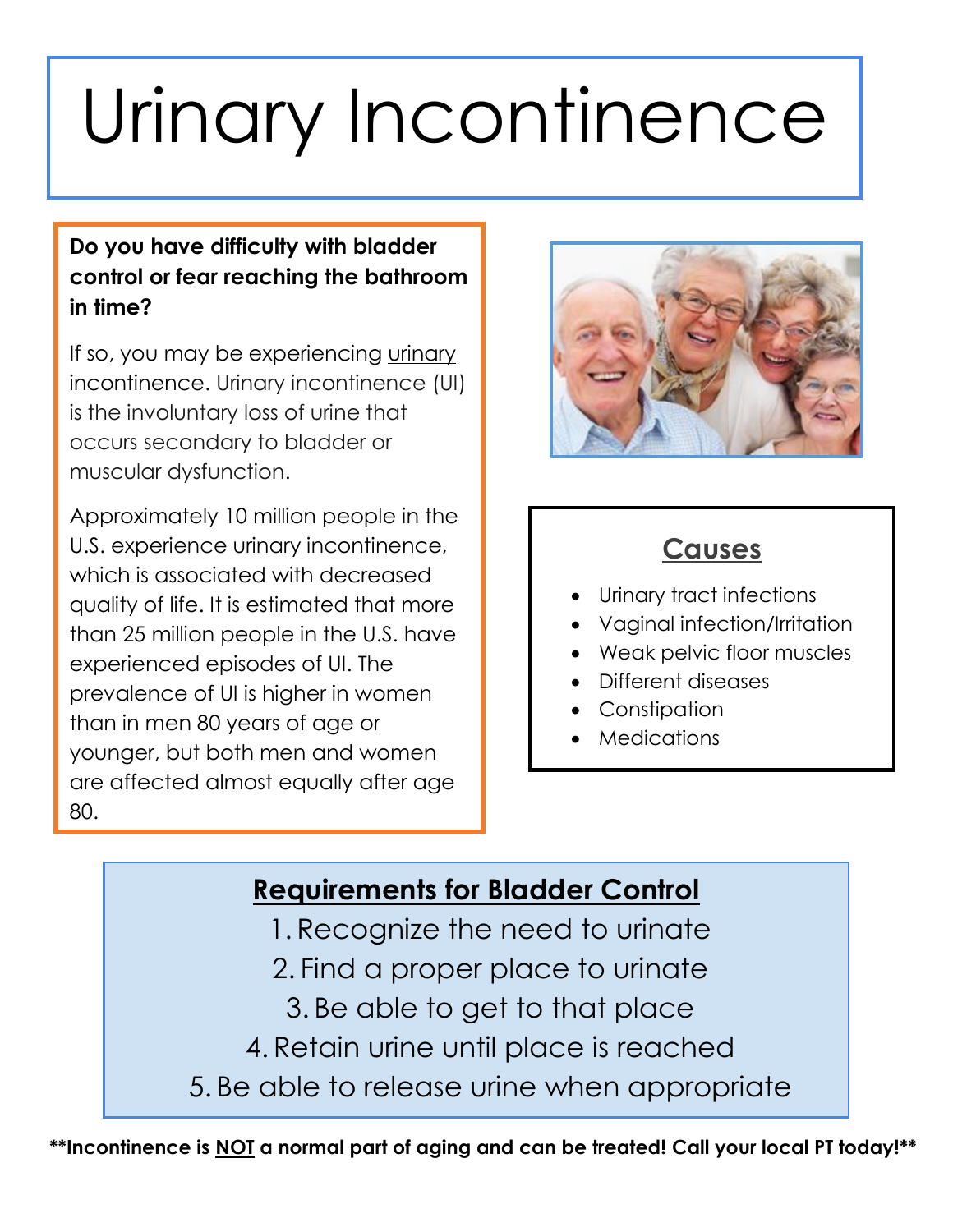# Urinary Incontinence

**Do you have difficulty with bladder control or fear reaching the bathroom in time?**

If so, you may be experiencing urinary incontinence. Urinary incontinence (UI) is the involuntary loss of urine that occurs secondary to bladder or muscular dysfunction.

Approximately 10 million people in the U.S. experience urinary incontinence, which is associated with decreased quality of life. It is estimated that more than 25 million people in the U.S. have experienced episodes of UI. The prevalence of UI is higher in women than in men 80 years of age or younger, but both men and women are affected almost equally after age 80.

## Causes

- Urinary tract infections
- Vaginal infection/Irritation
- Weak pelvic floor muscles
- Different diseases
- Constipation
- Medications

## Requirements for Bladder Control

1. Recognize the need to urinate
2. Find a proper place to urinate
3. Be able to get to that place
4. Retain urine until place is reached
5. Be able to release urine when appropriate

**\*\*Incontinence is NOT a normal part of aging and can be treated! Call your local PT today!\*\***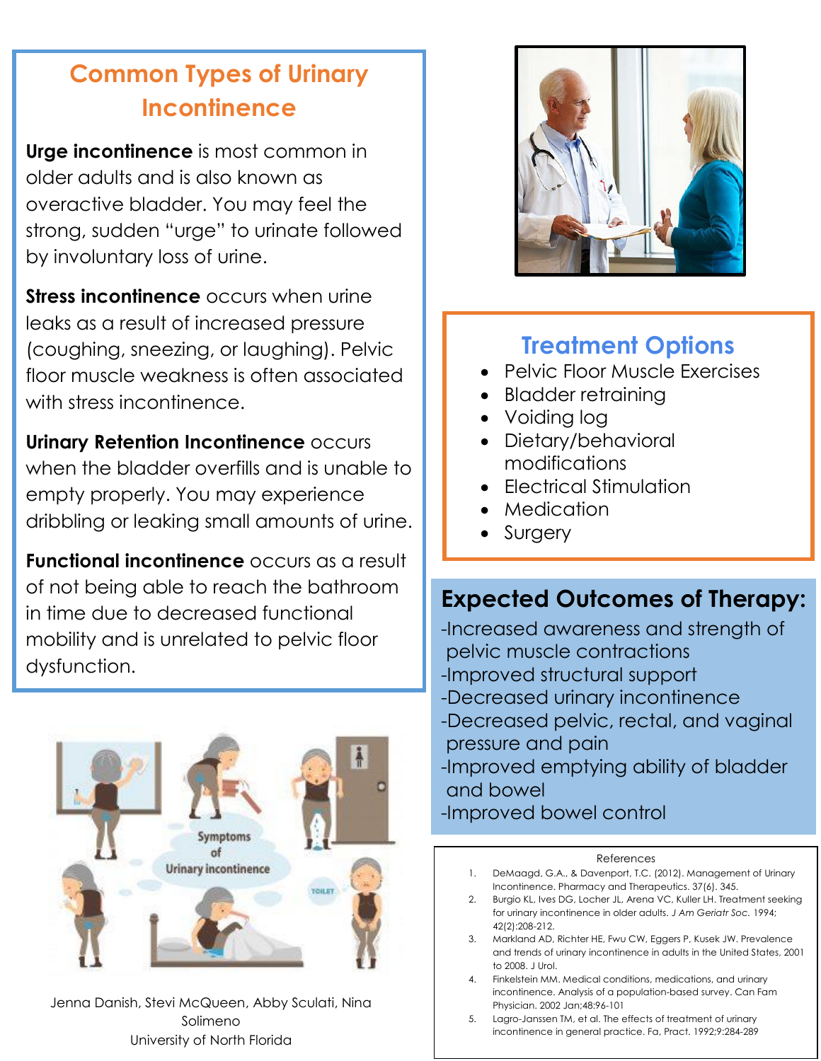## Common Types of Urinary Incontinence

**Urge incontinence** is most common in older adults and is also known as overactive bladder. You may feel the strong, sudden "urge" to urinate followed by involuntary loss of urine.

**Stress incontinence** occurs when urine leaks as a result of increased pressure (coughing, sneezing, or laughing). Pelvic floor muscle weakness is often associated with stress incontinence.

**Urinary Retention Incontinence** occurs when the bladder overfills and is unable to empty properly. You may experience dribbling or leaking small amounts of urine.

**Functional incontinence** occurs as a result of not being able to reach the bathroom in time due to decreased functional mobility and is unrelated to pelvic floor dysfunction.

Symptoms of Urinary incontinence

Jenna Danish, Stevi McQueen, Abby Sculati, Nina Solimeno
University of North Florida

## Treatment Options

- Pelvic Floor Muscle Exercises
- Bladder retraining
- Voiding log
- Dietary/behavioral modifications
- Electrical Stimulation
- Medication
- Surgery

## Expected Outcomes of Therapy:

-Increased awareness and strength of pelvic muscle contractions
-Improved structural support
-Decreased urinary incontinence
-Decreased pelvic, rectal, and vaginal pressure and pain
-Improved emptying ability of bladder and bowel
-Improved bowel control

References

1. DeMaagd, G.A., & Davenport, T.C. (2012). Management of Urinary Incontinence. Pharmacy and Therapeutics. 37(6). 345.
2. Burgio KL, Ives DG, Locher JL, Arena VC, Kuller LH. Treatment seeking for urinary incontinence in older adults. *J Am Geriatr Soc.* 1994; 42(2):208-212.
3. Markland AD, Richter HE, Fwu CW, Eggers P, Kusek JW. Prevalence and trends of urinary incontinence in adults in the United States, 2001 to 2008. J Urol.
4. Finkelstein MM. Medical conditions, medications, and urinary incontinence. Analysis of a population-based survey. Can Fam Physician. 2002 Jan;48:96-101
5. Lagro-Janssen TM, et al. The effects of treatment of urinary incontinence in general practice. Fa, Pract. 1992;9:284-289